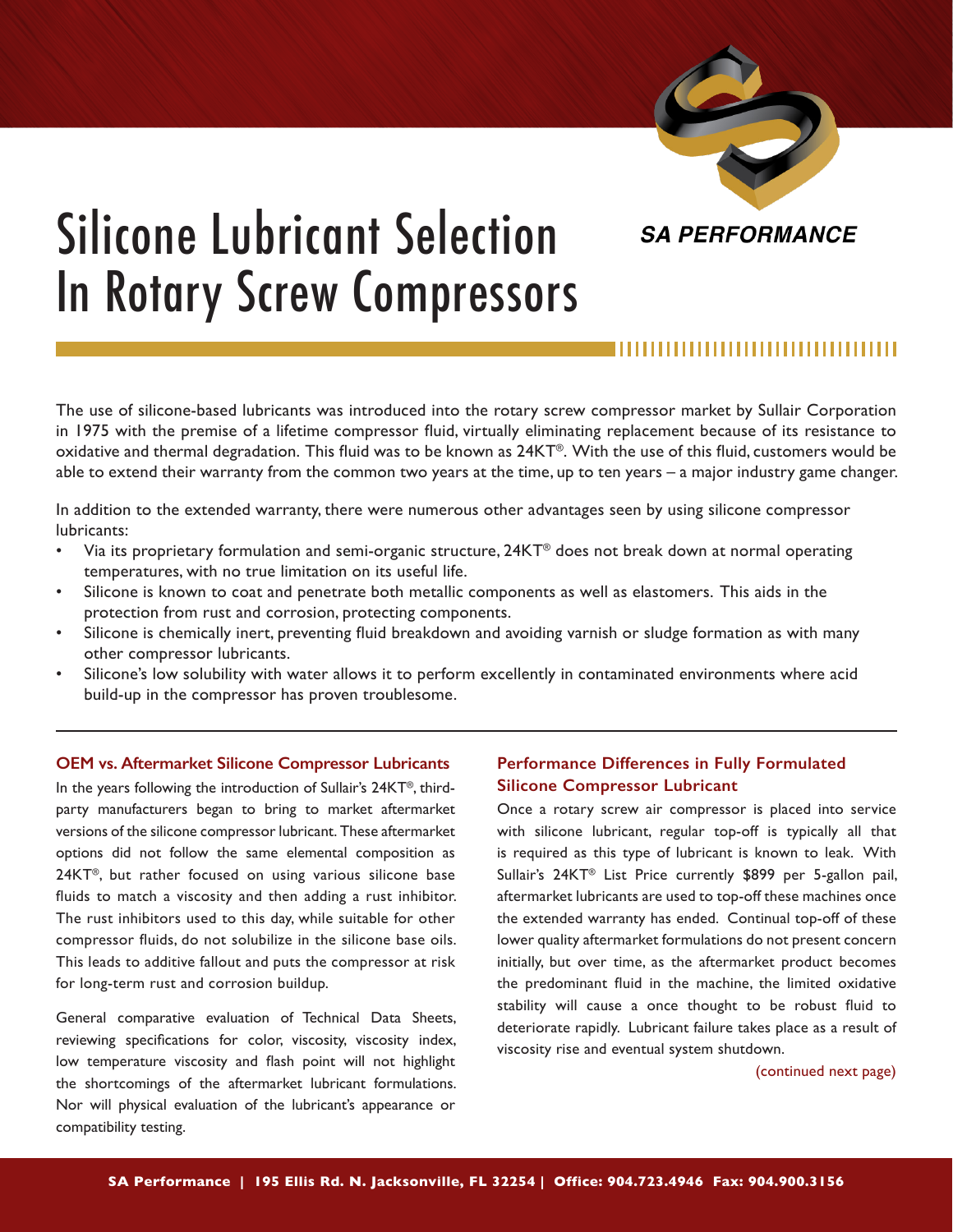SA PERFORMANCE

# Silicone Lubricant Selection In Rotary Screw Compressors

The use of silicone-based lubricants was introduced into the rotary screw compressor market by Sullair Corporation in 1975 with the premise of a lifetime compressor fluid, virtually eliminating replacement because of its resistance to oxidative and thermal degradation. This fluid was to be known as 24KT®. With the use of this fluid, customers would be able to extend their warranty from the common two years at the time, up to ten years – a major industry game changer.

In addition to the extended warranty, there were numerous other advantages seen by using silicone compressor lubricants:

- Via its proprietary formulation and semi-organic structure, 24KT® does not break down at normal operating temperatures, with no true limitation on its useful life.
- Silicone is known to coat and penetrate both metallic components as well as elastomers. This aids in the protection from rust and corrosion, protecting components.
- Silicone is chemically inert, preventing fluid breakdown and avoiding varnish or sludge formation as with many other compressor lubricants.
- Silicone's low solubility with water allows it to perform excellently in contaminated environments where acid build-up in the compressor has proven troublesome.

## OEM vs. Aftermarket Silicone Compressor Lubricants

In the years following the introduction of Sullair's 24KT®, third-party manufacturers began to bring to market aftermarket versions of the silicone compressor lubricant. These aftermarket options did not follow the same elemental composition as 24KT®, but rather focused on using various silicone base fluids to match a viscosity and then adding a rust inhibitor. The rust inhibitors used to this day, while suitable for other compressor fluids, do not solubilize in the silicone base oils. This leads to additive fallout and puts the compressor at risk for long-term rust and corrosion buildup.

General comparative evaluation of Technical Data Sheets, reviewing specifications for color, viscosity, viscosity index, low temperature viscosity and flash point will not highlight the shortcomings of the aftermarket lubricant formulations. Nor will physical evaluation of the lubricant's appearance or compatibility testing.

## Performance Differences in Fully Formulated Silicone Compressor Lubricant

Once a rotary screw air compressor is placed into service with silicone lubricant, regular top-off is typically all that is required as this type of lubricant is known to leak. With Sullair's 24KT® List Price currently $899 per 5-gallon pail, aftermarket lubricants are used to top-off these machines once the extended warranty has ended. Continual top-off of these lower quality aftermarket formulations do not present concern initially, but over time, as the aftermarket product becomes the predominant fluid in the machine, the limited oxidative stability will cause a once thought to be robust fluid to deteriorate rapidly. Lubricant failure takes place as a result of viscosity rise and eventual system shutdown.

(continued next page)

SA Performance | 195 Ellis Rd. N. Jacksonville, FL 32254 | Office: 904.723.4946 Fax: 904.900.3156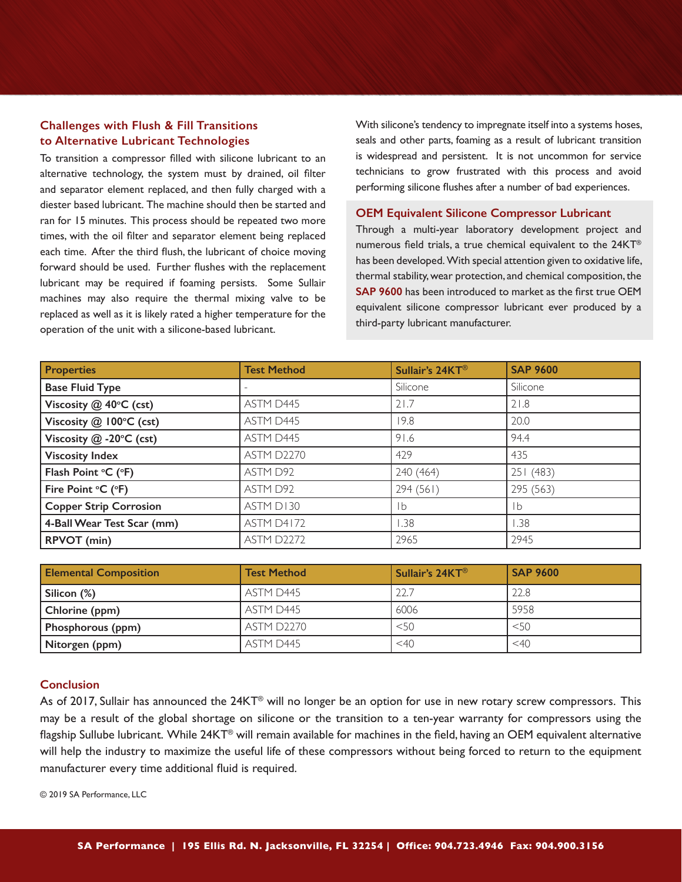## Challenges with Flush & Fill Transitions to Alternative Lubricant Technologies

To transition a compressor filled with silicone lubricant to an alternative technology, the system must by drained, oil filter and separator element replaced, and then fully charged with a diester based lubricant. The machine should then be started and ran for 15 minutes. This process should be repeated two more times, with the oil filter and separator element being replaced each time. After the third flush, the lubricant of choice moving forward should be used. Further flushes with the replacement lubricant may be required if foaming persists. Some Sullair machines may also require the thermal mixing valve to be replaced as well as it is likely rated a higher temperature for the operation of the unit with a silicone-based lubricant.

With silicone's tendency to impregnate itself into a systems hoses, seals and other parts, foaming as a result of lubricant transition is widespread and persistent. It is not uncommon for service technicians to grow frustrated with this process and avoid performing silicone flushes after a number of bad experiences.

## OEM Equivalent Silicone Compressor Lubricant

Through a multi-year laboratory development project and numerous field trials, a true chemical equivalent to the 24KT® has been developed. With special attention given to oxidative life, thermal stability, wear protection, and chemical composition, the **SAP 9600** has been introduced to market as the first true OEM equivalent silicone compressor lubricant ever produced by a third-party lubricant manufacturer.

| Properties | Test Method | Sullair's 24KT® | SAP 9600 |
|---|---|---|---|
| Base Fluid Type | - | Silicone | Silicone |
| Viscosity @ 40°C (cst) | ASTM D445 | 21.7 | 21.8 |
| Viscosity @ 100°C (cst) | ASTM D445 | 19.8 | 20.0 |
| Viscosity @ -20°C (cst) | ASTM D445 | 91.6 | 94.4 |
| Viscosity Index | ASTM D2270 | 429 | 435 |
| Flash Point °C (°F) | ASTM D92 | 240 (464) | 251 (483) |
| Fire Point °C (°F) | ASTM D92 | 294 (561) | 295 (563) |
| Copper Strip Corrosion | ASTM D130 | 1b | 1b |
| 4-Ball Wear Test Scar (mm) | ASTM D4172 | 1.38 | 1.38 |
| RPVOT (min) | ASTM D2272 | 2965 | 2945 |

| Elemental Composition | Test Method | Sullair's 24KT® | SAP 9600 |
|---|---|---|---|
| Silicon (%) | ASTM D445 | 22.7 | 22.8 |
| Chlorine (ppm) | ASTM D445 | 6006 | 5958 |
| Phosphorous (ppm) | ASTM D2270 | <50 | <50 |
| Nitorgen (ppm) | ASTM D445 | <40 | <40 |

## Conclusion

As of 2017, Sullair has announced the 24KT® will no longer be an option for use in new rotary screw compressors. This may be a result of the global shortage on silicone or the transition to a ten-year warranty for compressors using the flagship Sullube lubricant. While 24KT® will remain available for machines in the field, having an OEM equivalent alternative will help the industry to maximize the useful life of these compressors without being forced to return to the equipment manufacturer every time additional fluid is required.

© 2019 SA Performance, LLC

**SA Performance | 195 Ellis Rd. N. Jacksonville, FL 32254 | Office: 904.723.4946 Fax: 904.900.3156**